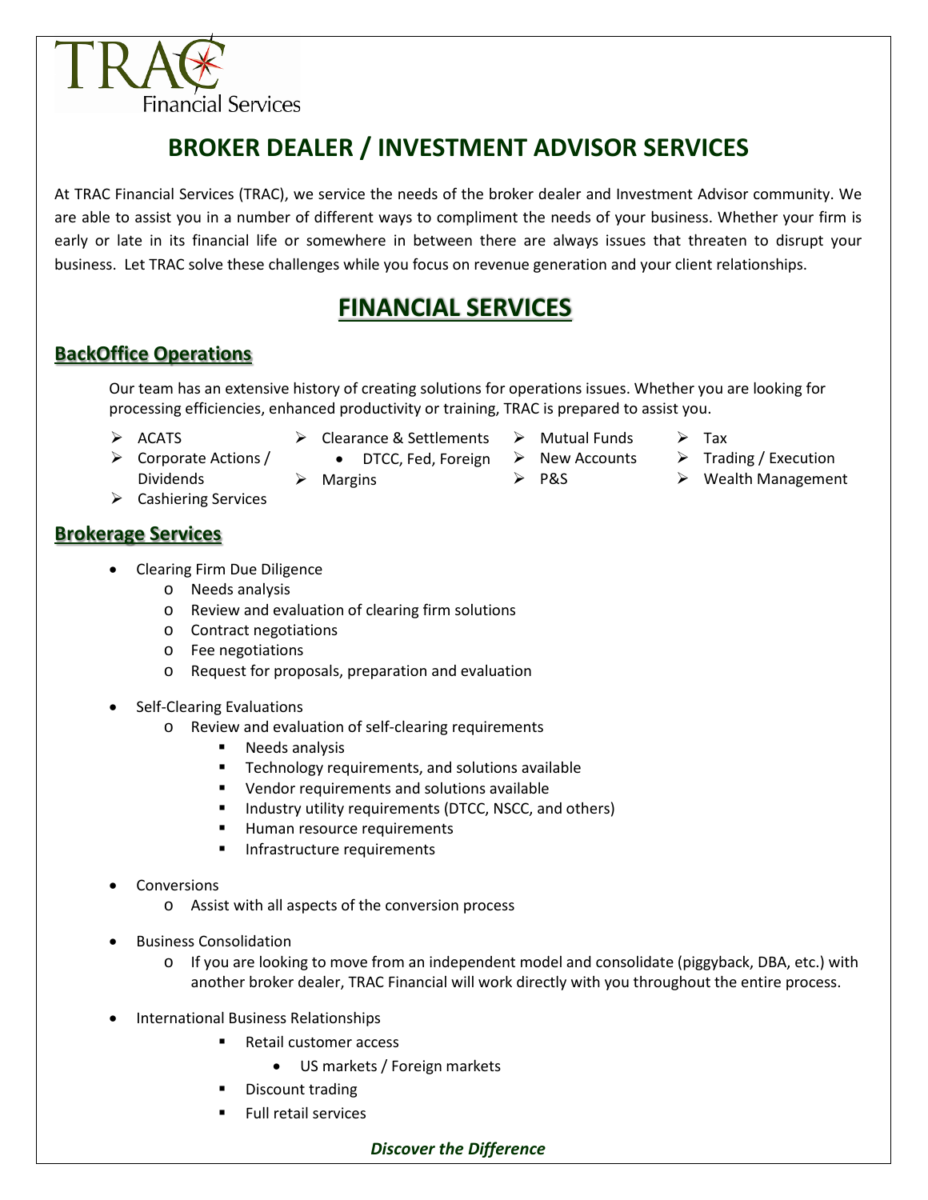TRAC Financial Services

# BROKER DEALER / INVESTMENT ADVISOR SERVICES

At TRAC Financial Services (TRAC), we service the needs of the broker dealer and Investment Advisor community. We are able to assist you in a number of different ways to compliment the needs of your business. Whether your firm is early or late in its financial life or somewhere in between there are always issues that threaten to disrupt your business. Let TRAC solve these challenges while you focus on revenue generation and your client relationships.

# FINANCIAL SERVICES

## BackOffice Operations

Our team has an extensive history of creating solutions for operations issues. Whether you are looking for processing efficiencies, enhanced productivity or training, TRAC is prepared to assist you.

- ACATS
- Corporate Actions / Dividends
- Cashiering Services
- Clearance & Settlements
  - DTCC, Fed, Foreign
- Margins
- Mutual Funds
- New Accounts
- P&S
- Tax
- Trading / Execution
- Wealth Management

## Brokerage Services

- Clearing Firm Due Diligence
  - Needs analysis
  - Review and evaluation of clearing firm solutions
  - Contract negotiations
  - Fee negotiations
  - Request for proposals, preparation and evaluation

- Self-Clearing Evaluations
  - Review and evaluation of self-clearing requirements
    - Needs analysis
    - Technology requirements, and solutions available
    - Vendor requirements and solutions available
    - Industry utility requirements (DTCC, NSCC, and others)
    - Human resource requirements
    - Infrastructure requirements

- Conversions
  - Assist with all aspects of the conversion process

- Business Consolidation
  - If you are looking to move from an independent model and consolidate (piggyback, DBA, etc.) with another broker dealer, TRAC Financial will work directly with you throughout the entire process.

- International Business Relationships
  - Retail customer access
    - US markets / Foreign markets
  - Discount trading
  - Full retail services

***Discover the Difference***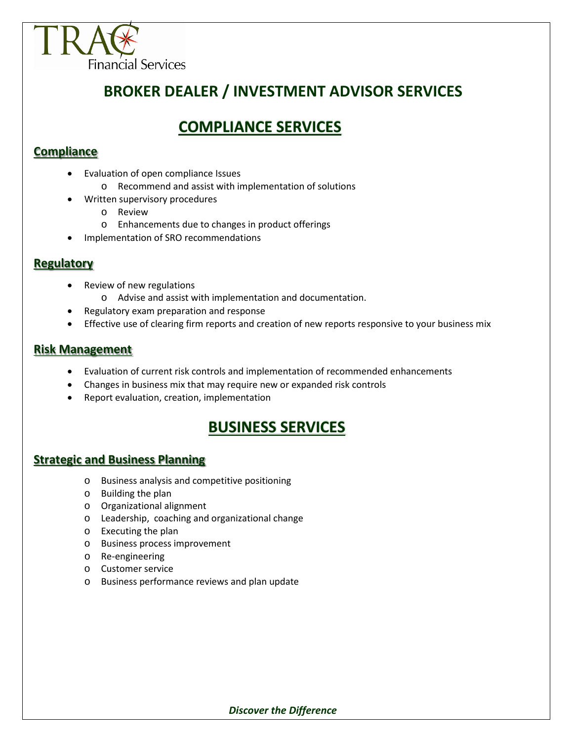TRAC Financial Services

# BROKER DEALER / INVESTMENT ADVISOR SERVICES

## COMPLIANCE SERVICES

### Compliance

- Evaluation of open compliance Issues
  - Recommend and assist with implementation of solutions
- Written supervisory procedures
  - Review
  - Enhancements due to changes in product offerings
- Implementation of SRO recommendations

### Regulatory

- Review of new regulations
  - Advise and assist with implementation and documentation.
- Regulatory exam preparation and response
- Effective use of clearing firm reports and creation of new reports responsive to your business mix

### Risk Management

- Evaluation of current risk controls and implementation of recommended enhancements
- Changes in business mix that may require new or expanded risk controls
- Report evaluation, creation, implementation

## BUSINESS SERVICES

### Strategic and Business Planning

- Business analysis and competitive positioning
- Building the plan
- Organizational alignment
- Leadership, coaching and organizational change
- Executing the plan
- Business process improvement
- Re-engineering
- Customer service
- Business performance reviews and plan update

***Discover the Difference***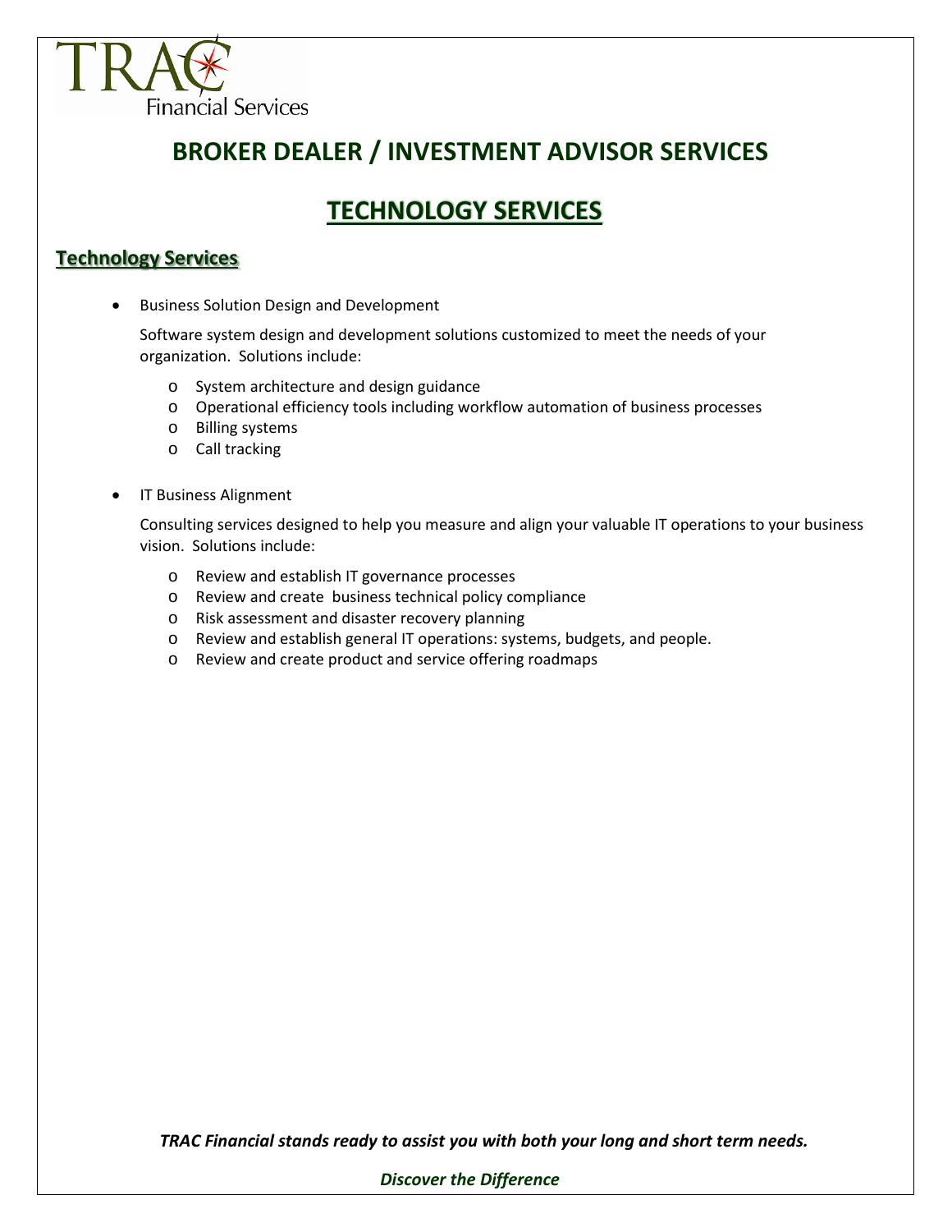TRAC Financial Services

# BROKER DEALER / INVESTMENT ADVISOR SERVICES

## TECHNOLOGY SERVICES

### Technology Services

- Business Solution Design and Development

  Software system design and development solutions customized to meet the needs of your organization. Solutions include:

  - System architecture and design guidance
  - Operational efficiency tools including workflow automation of business processes
  - Billing systems
  - Call tracking

- IT Business Alignment

  Consulting services designed to help you measure and align your valuable IT operations to your business vision. Solutions include:

  - Review and establish IT governance processes
  - Review and create business technical policy compliance
  - Risk assessment and disaster recovery planning
  - Review and establish general IT operations: systems, budgets, and people.
  - Review and create product and service offering roadmaps

***TRAC Financial stands ready to assist you with both your long and short term needs.***

***Discover the Difference***